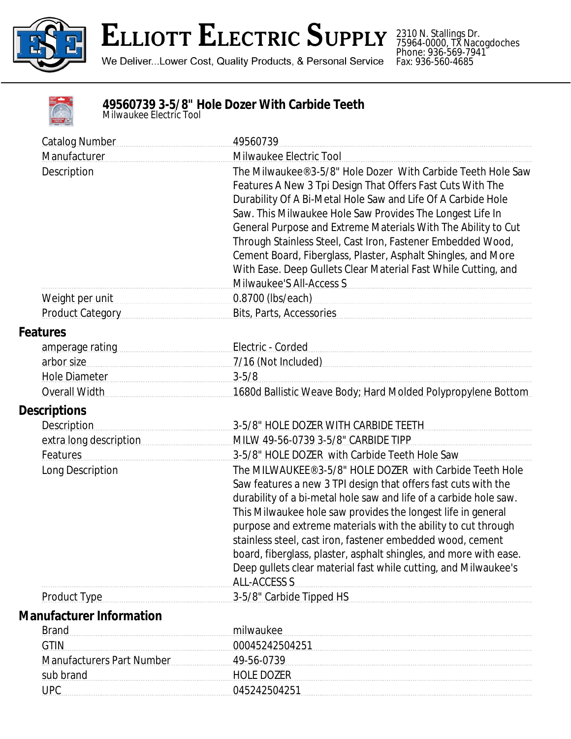# Elliott Electric Supply

We Deliver...Lower Cost, Quality Products, & Personal Service

2310 N. Stallings Dr.
75964-0000, TX Nacogdoches
Phone: 936-569-7941
Fax: 936-560-4685

## 49560739 3-5/8" Hole Dozer With Carbide Teeth

*Milwaukee Electric Tool*

| | |
|---|---|
| Catalog Number | 49560739 |
| Manufacturer | Milwaukee Electric Tool |
| Description | The Milwaukee®3-5/8" Hole Dozer With Carbide Teeth Hole Saw Features A New 3 Tpi Design That Offers Fast Cuts With The Durability Of A Bi-Metal Hole Saw and Life Of A Carbide Hole Saw. This Milwaukee Hole Saw Provides The Longest Life In General Purpose and Extreme Materials With The Ability to Cut Through Stainless Steel, Cast Iron, Fastener Embedded Wood, Cement Board, Fiberglass, Plaster, Asphalt Shingles, and More With Ease. Deep Gullets Clear Material Fast While Cutting, and Milwaukee'S All-Access S |
| Weight per unit | 0.8700 (lbs/each) |
| Product Category | Bits, Parts, Accessories |

### Features

| | |
|---|---|
| amperage rating | Electric - Corded |
| arbor size | 7/16 (Not Included) |
| Hole Diameter | 3-5/8 |
| Overall Width | 1680d Ballistic Weave Body; Hard Molded Polypropylene Bottom |

### Descriptions

| | |
|---|---|
| Description | 3-5/8" HOLE DOZER WITH CARBIDE TEETH |
| extra long description | MILW 49-56-0739 3-5/8" CARBIDE TIPP |
| Features | 3-5/8" HOLE DOZER with Carbide Teeth Hole Saw |
| Long Description | The MILWAUKEE®3-5/8" HOLE DOZER with Carbide Teeth Hole Saw features a new 3 TPI design that offers fast cuts with the durability of a bi-metal hole saw and life of a carbide hole saw. This Milwaukee hole saw provides the longest life in general purpose and extreme materials with the ability to cut through stainless steel, cast iron, fastener embedded wood, cement board, fiberglass, plaster, asphalt shingles, and more with ease. Deep gullets clear material fast while cutting, and Milwaukee's ALL-ACCESS S |
| Product Type | 3-5/8" Carbide Tipped HS |

### Manufacturer Information

| | |
|---|---|
| Brand | milwaukee |
| GTIN | 00045242504251 |
| Manufacturers Part Number | 49-56-0739 |
| sub brand | HOLE DOZER |
| UPC | 045242504251 |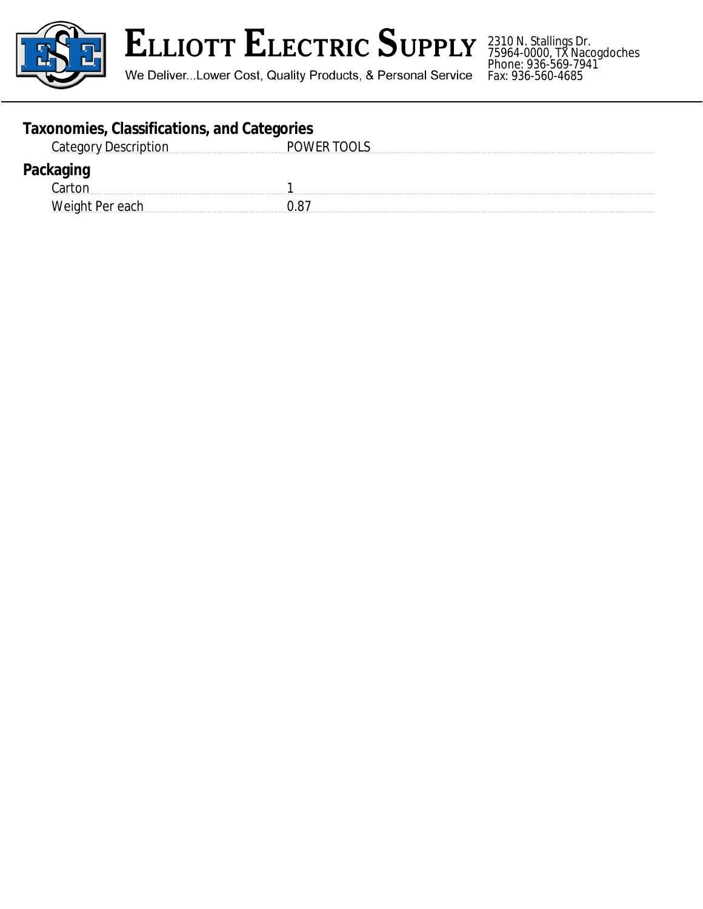## Taxonomies, Classifications, and Categories

| | |
|---|---|
| Category Description | POWER TOOLS |

## Packaging

| | |
|---|---|
| Carton | 1 |
| Weight Per each | 0.87 |